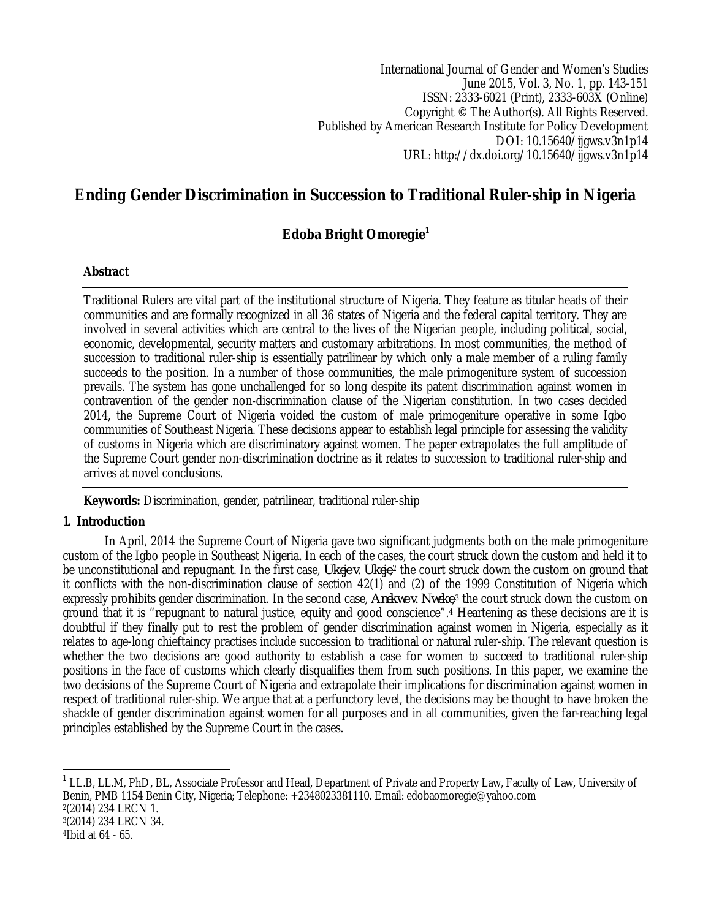International Journal of Gender and Women's Studies
June 2015, Vol. 3, No. 1, pp. 143-151
ISSN: 2333-6021 (Print), 2333-603X (Online)
Copyright © The Author(s). All Rights Reserved.
Published by American Research Institute for Policy Development
DOI: 10.15640/ijgws.v3n1p14
URL: http://dx.doi.org/10.15640/ijgws.v3n1p14

# Ending Gender Discrimination in Succession to Traditional Ruler-ship in Nigeria

**Edoba Bright Omoregie**[1]

## Abstract

Traditional Rulers are vital part of the institutional structure of Nigeria. They feature as titular heads of their communities and are formally recognized in all 36 states of Nigeria and the federal capital territory. They are involved in several activities which are central to the lives of the Nigerian people, including political, social, economic, developmental, security matters and customary arbitrations. In most communities, the method of succession to traditional ruler-ship is essentially patrilinear by which only a male member of a ruling family succeeds to the position. In a number of those communities, the male primogeniture system of succession prevails. The system has gone unchallenged for so long despite its patent discrimination against women in contravention of the gender non-discrimination clause of the Nigerian constitution. In two cases decided 2014, the Supreme Court of Nigeria voided the custom of male primogeniture operative in some Igbo communities of Southeast Nigeria. These decisions appear to establish legal principle for assessing the validity of customs in Nigeria which are discriminatory against women. The paper extrapolates the full amplitude of the Supreme Court gender non-discrimination doctrine as it relates to succession to traditional ruler-ship and arrives at novel conclusions.

**Keywords:** Discrimination, gender, patrilinear, traditional ruler-ship

## 1. Introduction

In April, 2014 the Supreme Court of Nigeria gave two significant judgments both on the male primogeniture custom of the Igbo people in Southeast Nigeria. In each of the cases, the court struck down the custom and held it to be unconstitutional and repugnant. In the first case, *Ukeje v. Ukeje*,[2] the court struck down the custom on ground that it conflicts with the non-discrimination clause of section 42(1) and (2) of the 1999 Constitution of Nigeria which expressly prohibits gender discrimination. In the second case, *Anekwe v. Nweke*,[3] the court struck down the custom on ground that it is "repugnant to natural justice, equity and good conscience".[4] Heartening as these decisions are it is doubtful if they finally put to rest the problem of gender discrimination against women in Nigeria, especially as it relates to age-long chieftaincy practises include succession to traditional or natural ruler-ship. The relevant question is whether the two decisions are good authority to establish a case for women to succeed to traditional ruler-ship positions in the face of customs which clearly disqualifies them from such positions. In this paper, we examine the two decisions of the Supreme Court of Nigeria and extrapolate their implications for discrimination against women in respect of traditional ruler-ship. We argue that at a perfunctory level, the decisions may be thought to have broken the shackle of gender discrimination against women for all purposes and in all communities, given the far-reaching legal principles established by the Supreme Court in the cases.

---

[1] LL.B, LL.M, PhD, BL, Associate Professor and Head, Department of Private and Property Law, Faculty of Law, University of Benin, PMB 1154 Benin City, Nigeria; Telephone: +2348023381110. Email: edobaomoregie@yahoo.com

[2] (2014) 234 LRCN 1.

[3] (2014) 234 LRCN 34.

[4] Ibid at 64 - 65.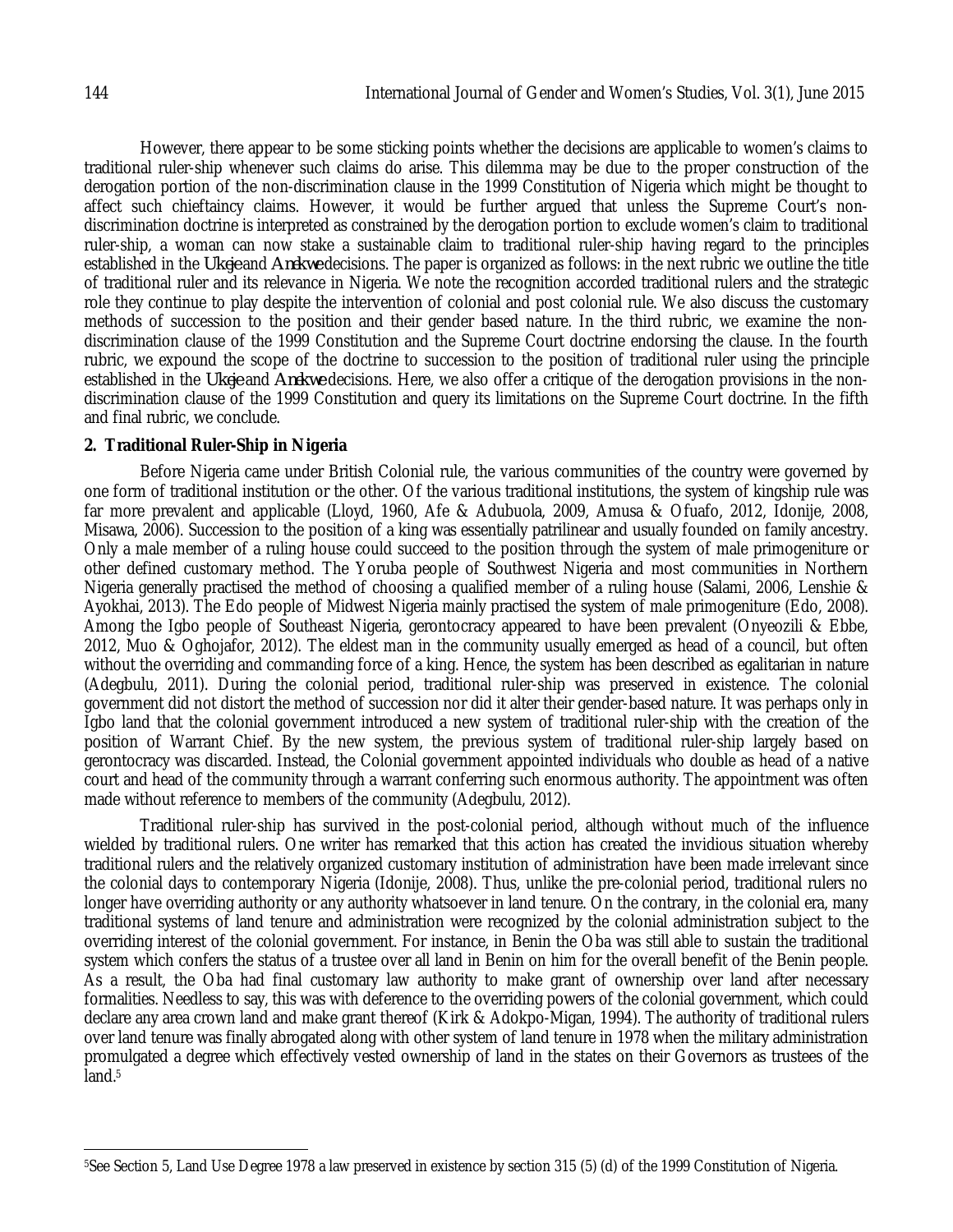However, there appear to be some sticking points whether the decisions are applicable to women's claims to traditional ruler-ship whenever such claims do arise. This dilemma may be due to the proper construction of the derogation portion of the non-discrimination clause in the 1999 Constitution of Nigeria which might be thought to affect such chieftaincy claims. However, it would be further argued that unless the Supreme Court's non-discrimination doctrine is interpreted as constrained by the derogation portion to exclude women's claim to traditional ruler-ship, a woman can now stake a sustainable claim to traditional ruler-ship having regard to the principles established in the *Ukeje* and *Anekwe* decisions. The paper is organized as follows: in the next rubric we outline the title of traditional ruler and its relevance in Nigeria. We note the recognition accorded traditional rulers and the strategic role they continue to play despite the intervention of colonial and post colonial rule. We also discuss the customary methods of succession to the position and their gender based nature. In the third rubric, we examine the non-discrimination clause of the 1999 Constitution and the Supreme Court doctrine endorsing the clause. In the fourth rubric, we expound the scope of the doctrine to succession to the position of traditional ruler using the principle established in the *Ukeje* and *Anekwe* decisions. Here, we also offer a critique of the derogation provisions in the non-discrimination clause of the 1999 Constitution and query its limitations on the Supreme Court doctrine. In the fifth and final rubric, we conclude.

## 2. Traditional Ruler-Ship in Nigeria

Before Nigeria came under British Colonial rule, the various communities of the country were governed by one form of traditional institution or the other. Of the various traditional institutions, the system of kingship rule was far more prevalent and applicable (Lloyd, 1960, Afe & Adubuola, 2009, Amusa & Ofuafo, 2012, Idonije, 2008, Misawa, 2006). Succession to the position of a king was essentially patrilinear and usually founded on family ancestry. Only a male member of a ruling house could succeed to the position through the system of male primogeniture or other defined customary method. The Yoruba people of Southwest Nigeria and most communities in Northern Nigeria generally practised the method of choosing a qualified member of a ruling house (Salami, 2006, Lenshie & Ayokhai, 2013). The Edo people of Midwest Nigeria mainly practised the system of male primogeniture (Edo, 2008). Among the Igbo people of Southeast Nigeria, gerontocracy appeared to have been prevalent (Onyeozili & Ebbe, 2012, Muo & Oghojafor, 2012). The eldest man in the community usually emerged as head of a council, but often without the overriding and commanding force of a king. Hence, the system has been described as egalitarian in nature (Adegbulu, 2011). During the colonial period, traditional ruler-ship was preserved in existence. The colonial government did not distort the method of succession nor did it alter their gender-based nature. It was perhaps only in Igbo land that the colonial government introduced a new system of traditional ruler-ship with the creation of the position of Warrant Chief. By the new system, the previous system of traditional ruler-ship largely based on gerontocracy was discarded. Instead, the Colonial government appointed individuals who double as head of a native court and head of the community through a warrant conferring such enormous authority. The appointment was often made without reference to members of the community (Adegbulu, 2012).

Traditional ruler-ship has survived in the post-colonial period, although without much of the influence wielded by traditional rulers. One writer has remarked that this action has created the invidious situation whereby traditional rulers and the relatively organized customary institution of administration have been made irrelevant since the colonial days to contemporary Nigeria (Idonije, 2008). Thus, unlike the pre-colonial period, traditional rulers no longer have overriding authority or any authority whatsoever in land tenure. On the contrary, in the colonial era, many traditional systems of land tenure and administration were recognized by the colonial administration subject to the overriding interest of the colonial government. For instance, in Benin the Oba was still able to sustain the traditional system which confers the status of a trustee over all land in Benin on him for the overall benefit of the Benin people. As a result, the Oba had final customary law authority to make grant of ownership over land after necessary formalities. Needless to say, this was with deference to the overriding powers of the colonial government, which could declare any area crown land and make grant thereof (Kirk & Adokpo-Migan, 1994). The authority of traditional rulers over land tenure was finally abrogated along with other system of land tenure in 1978 when the military administration promulgated a degree which effectively vested ownership of land in the states on their Governors as trustees of the land.[5]

---

[5]See Section 5, Land Use Degree 1978 a law preserved in existence by section 315 (5) (d) of the 1999 Constitution of Nigeria.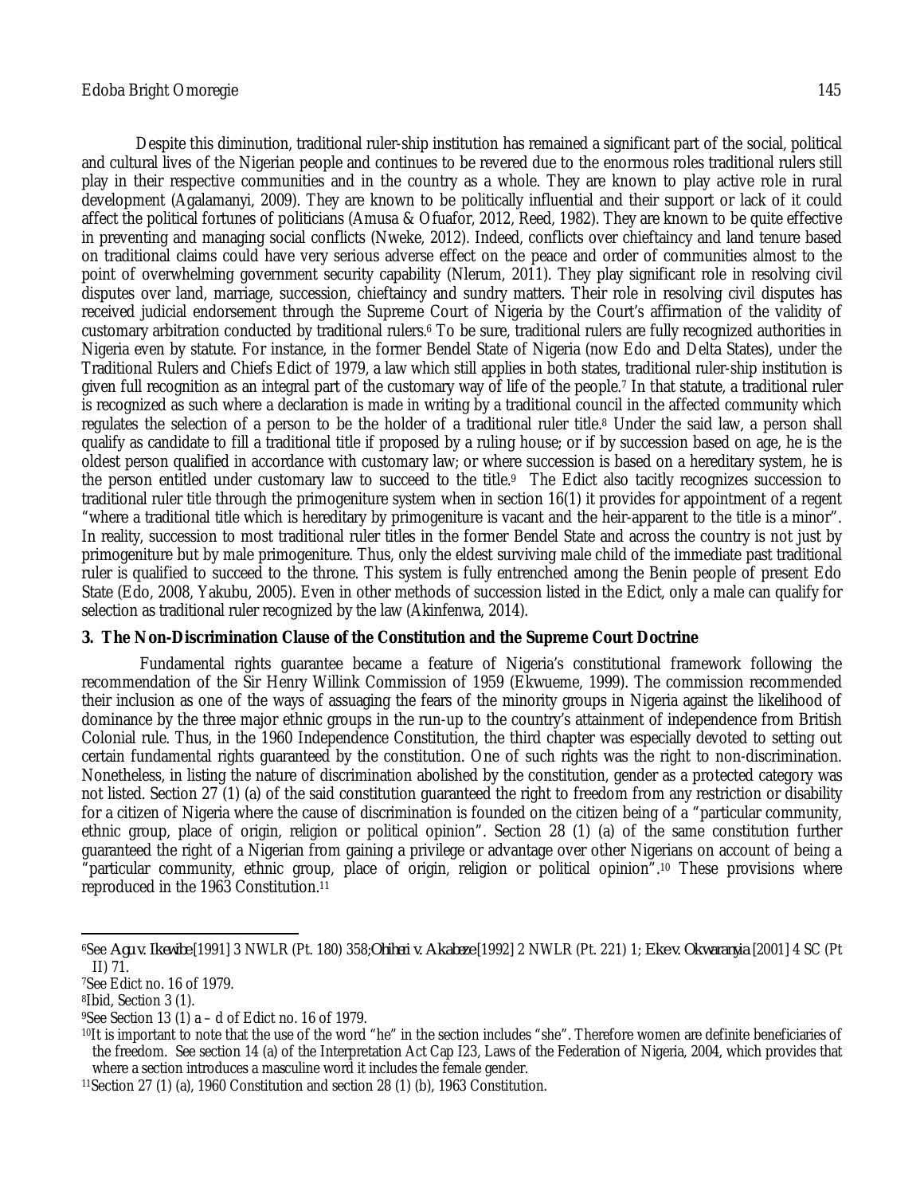Despite this diminution, traditional ruler-ship institution has remained a significant part of the social, political and cultural lives of the Nigerian people and continues to be revered due to the enormous roles traditional rulers still play in their respective communities and in the country as a whole. They are known to play active role in rural development (Agalamanyi, 2009). They are known to be politically influential and their support or lack of it could affect the political fortunes of politicians (Amusa & Ofuafor, 2012, Reed, 1982). They are known to be quite effective in preventing and managing social conflicts (Nweke, 2012). Indeed, conflicts over chieftaincy and land tenure based on traditional claims could have very serious adverse effect on the peace and order of communities almost to the point of overwhelming government security capability (Nlerum, 2011). They play significant role in resolving civil disputes over land, marriage, succession, chieftaincy and sundry matters. Their role in resolving civil disputes has received judicial endorsement through the Supreme Court of Nigeria by the Court's affirmation of the validity of customary arbitration conducted by traditional rulers.[6] To be sure, traditional rulers are fully recognized authorities in Nigeria even by statute. For instance, in the former Bendel State of Nigeria (now Edo and Delta States), under the Traditional Rulers and Chiefs Edict of 1979, a law which still applies in both states, traditional ruler-ship institution is given full recognition as an integral part of the customary way of life of the people.[7] In that statute, a traditional ruler is recognized as such where a declaration is made in writing by a traditional council in the affected community which regulates the selection of a person to be the holder of a traditional ruler title.[8] Under the said law, a person shall qualify as candidate to fill a traditional title if proposed by a ruling house; or if by succession based on age, he is the oldest person qualified in accordance with customary law; or where succession is based on a hereditary system, he is the person entitled under customary law to succeed to the title.[9] The Edict also tacitly recognizes succession to traditional ruler title through the primogeniture system when in section 16(1) it provides for appointment of a regent "where a traditional title which is hereditary by primogeniture is vacant and the heir-apparent to the title is a minor". In reality, succession to most traditional ruler titles in the former Bendel State and across the country is not just by primogeniture but by male primogeniture. Thus, only the eldest surviving male child of the immediate past traditional ruler is qualified to succeed to the throne. This system is fully entrenched among the Benin people of present Edo State (Edo, 2008, Yakubu, 2005). Even in other methods of succession listed in the Edict, only a male can qualify for selection as traditional ruler recognized by the law (Akinfenwa, 2014).

## 3. The Non-Discrimination Clause of the Constitution and the Supreme Court Doctrine

Fundamental rights guarantee became a feature of Nigeria's constitutional framework following the recommendation of the Sir Henry Willink Commission of 1959 (Ekwueme, 1999). The commission recommended their inclusion as one of the ways of assuaging the fears of the minority groups in Nigeria against the likelihood of dominance by the three major ethnic groups in the run-up to the country's attainment of independence from British Colonial rule. Thus, in the 1960 Independence Constitution, the third chapter was especially devoted to setting out certain fundamental rights guaranteed by the constitution. One of such rights was the right to non-discrimination. Nonetheless, in listing the nature of discrimination abolished by the constitution, gender as a protected category was not listed. Section 27 (1) (a) of the said constitution guaranteed the right to freedom from any restriction or disability for a citizen of Nigeria where the cause of discrimination is founded on the citizen being of a "particular community, ethnic group, place of origin, religion or political opinion". Section 28 (1) (a) of the same constitution further guaranteed the right of a Nigerian from gaining a privilege or advantage over other Nigerians on account of being a "particular community, ethnic group, place of origin, religion or political opinion".[10] These provisions where reproduced in the 1963 Constitution.[11]

---

[6] See *Agu v. Ikewibe* [1991] 3 NWLR (Pt. 180) 358; *Ohiheri v. Akabeze* [1992] 2 NWLR (Pt. 221) 1; *Eke v. Okwaranyia* [2001] 4 SC (Pt II) 71.

[7] See Edict no. 16 of 1979.

[8] Ibid, Section 3 (1).

[9] See Section 13 (1) a – d of Edict no. 16 of 1979.

[10] It is important to note that the use of the word "he" in the section includes "she". Therefore women are definite beneficiaries of the freedom. See section 14 (a) of the Interpretation Act Cap I23, Laws of the Federation of Nigeria, 2004, which provides that where a section introduces a masculine word it includes the female gender.

[11] Section 27 (1) (a), 1960 Constitution and section 28 (1) (b), 1963 Constitution.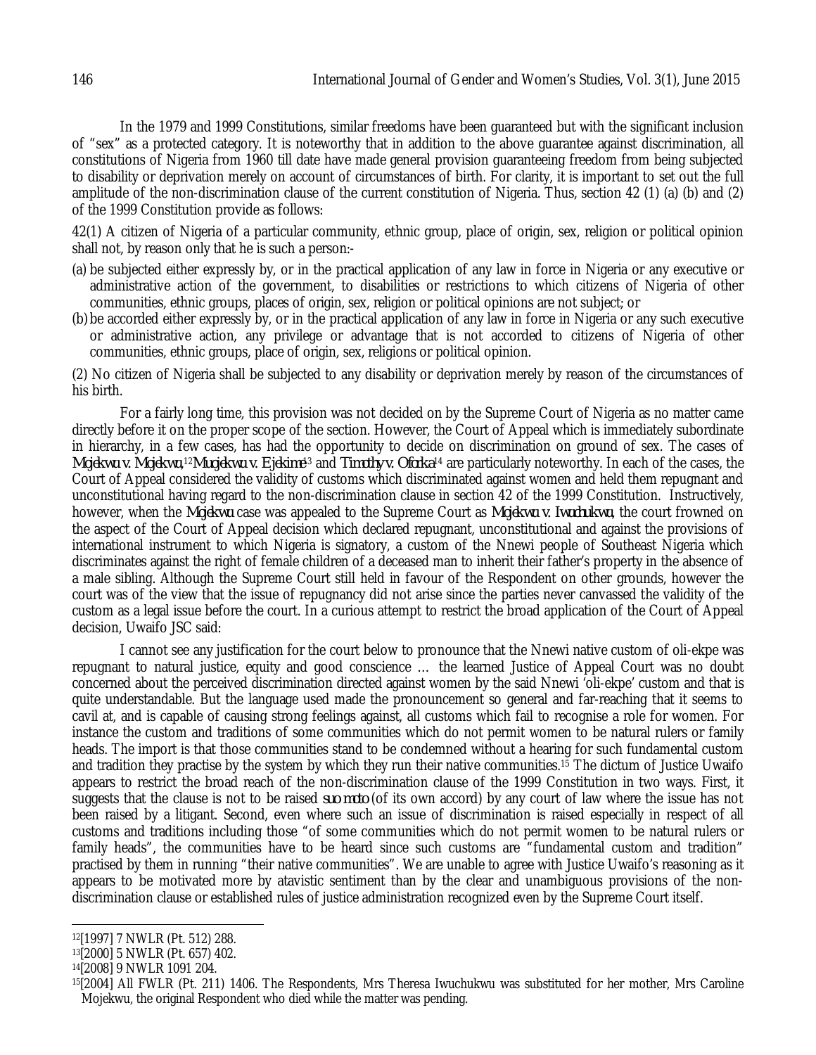In the 1979 and 1999 Constitutions, similar freedoms have been guaranteed but with the significant inclusion of "sex" as a protected category. It is noteworthy that in addition to the above guarantee against discrimination, all constitutions of Nigeria from 1960 till date have made general provision guaranteeing freedom from being subjected to disability or deprivation merely on account of circumstances of birth. For clarity, it is important to set out the full amplitude of the non-discrimination clause of the current constitution of Nigeria. Thus, section 42 (1) (a) (b) and (2) of the 1999 Constitution provide as follows:

42(1) A citizen of Nigeria of a particular community, ethnic group, place of origin, sex, religion or political opinion shall not, by reason only that he is such a person:-

(a) be subjected either expressly by, or in the practical application of any law in force in Nigeria or any executive or administrative action of the government, to disabilities or restrictions to which citizens of Nigeria of other communities, ethnic groups, places of origin, sex, religion or political opinions are not subject; or
(b) be accorded either expressly by, or in the practical application of any law in force in Nigeria or any such executive or administrative action, any privilege or advantage that is not accorded to citizens of Nigeria of other communities, ethnic groups, place of origin, sex, religions or political opinion.

(2) No citizen of Nigeria shall be subjected to any disability or deprivation merely by reason of the circumstances of his birth.

For a fairly long time, this provision was not decided on by the Supreme Court of Nigeria as no matter came directly before it on the proper scope of the section. However, the Court of Appeal which is immediately subordinate in hierarchy, in a few cases, has had the opportunity to decide on discrimination on ground of sex. The cases of *Mojekwu v. Mojekwu*,[12] *Mujekwu v. Ejekime*[13] and *Timothy v. Oforka*[14] are particularly noteworthy. In each of the cases, the Court of Appeal considered the validity of customs which discriminated against women and held them repugnant and unconstitutional having regard to the non-discrimination clause in section 42 of the 1999 Constitution. Instructively, however, when the *Mojekwu* case was appealed to the Supreme Court as *Mojekwu v. Iwuchukwu*, the court frowned on the aspect of the Court of Appeal decision which declared repugnant, unconstitutional and against the provisions of international instrument to which Nigeria is signatory, a custom of the Nnewi people of Southeast Nigeria which discriminates against the right of female children of a deceased man to inherit their father's property in the absence of a male sibling. Although the Supreme Court still held in favour of the Respondent on other grounds, however the court was of the view that the issue of repugnancy did not arise since the parties never canvassed the validity of the custom as a legal issue before the court. In a curious attempt to restrict the broad application of the Court of Appeal decision, Uwaifo JSC said:

I cannot see any justification for the court below to pronounce that the Nnewi native custom of oli-ekpe was repugnant to natural justice, equity and good conscience … the learned Justice of Appeal Court was no doubt concerned about the perceived discrimination directed against women by the said Nnewi 'oli-ekpe' custom and that is quite understandable. But the language used made the pronouncement so general and far-reaching that it seems to cavil at, and is capable of causing strong feelings against, all customs which fail to recognise a role for women. For instance the custom and traditions of some communities which do not permit women to be natural rulers or family heads. The import is that those communities stand to be condemned without a hearing for such fundamental custom and tradition they practise by the system by which they run their native communities.[15] The dictum of Justice Uwaifo appears to restrict the broad reach of the non-discrimination clause of the 1999 Constitution in two ways. First, it suggests that the clause is not to be raised *suo moto* (of its own accord) by any court of law where the issue has not been raised by a litigant. Second, even where such an issue of discrimination is raised especially in respect of all customs and traditions including those "of some communities which do not permit women to be natural rulers or family heads", the communities have to be heard since such customs are "fundamental custom and tradition" practised by them in running "their native communities". We are unable to agree with Justice Uwaifo's reasoning as it appears to be motivated more by atavistic sentiment than by the clear and unambiguous provisions of the non-discrimination clause or established rules of justice administration recognized even by the Supreme Court itself.

---

[12] [1997] 7 NWLR (Pt. 512) 288.

[13] [2000] 5 NWLR (Pt. 657) 402.

[14] [2008] 9 NWLR 1091 204.

[15] [2004] All FWLR (Pt. 211) 1406. The Respondents, Mrs Theresa Iwuchukwu was substituted for her mother, Mrs Caroline Mojekwu, the original Respondent who died while the matter was pending.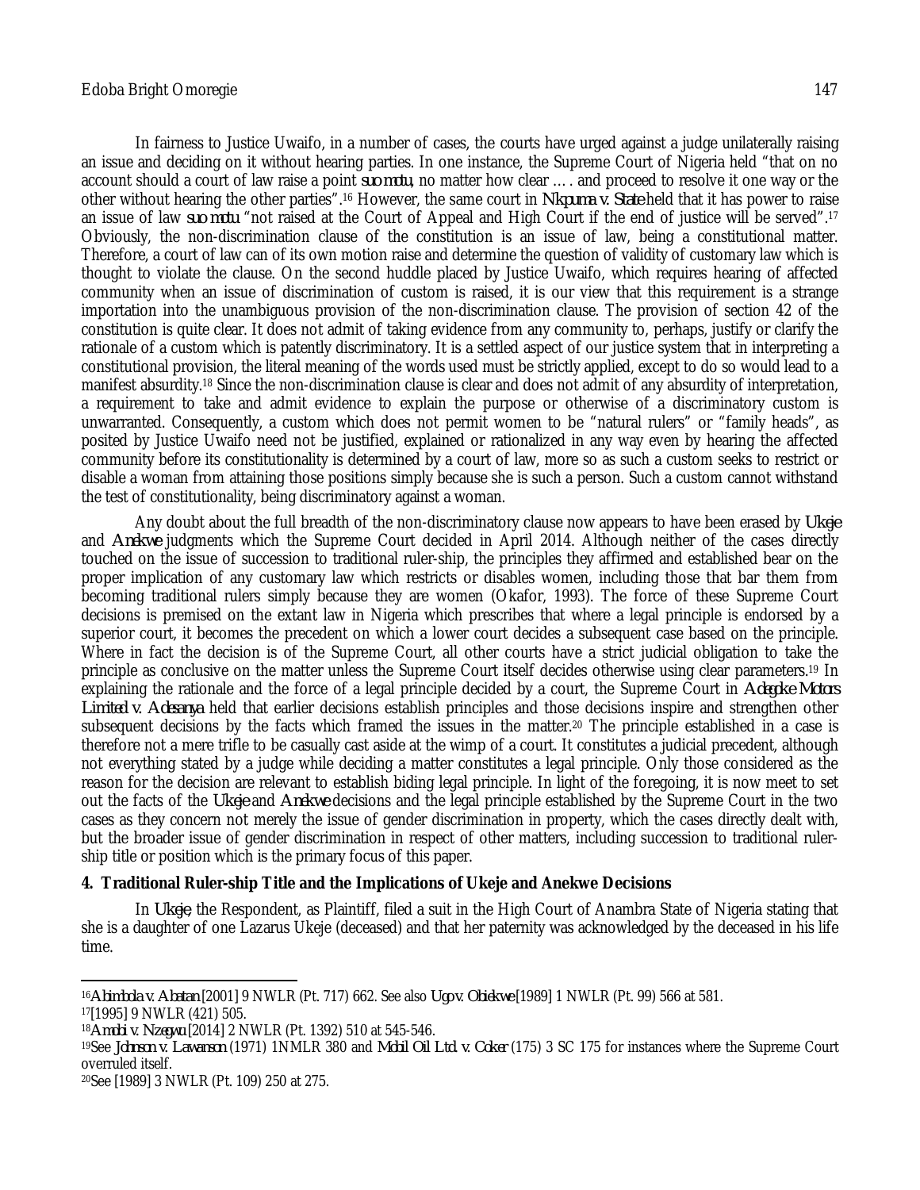In fairness to Justice Uwaifo, in a number of cases, the courts have urged against a judge unilaterally raising an issue and deciding on it without hearing parties. In one instance, the Supreme Court of Nigeria held "that on no account should a court of law raise a point *suo motu*, no matter how clear …. and proceed to resolve it one way or the other without hearing the other parties".[16] However, the same court in *Nkpuma v. State* held that it has power to raise an issue of law *suo motu* "not raised at the Court of Appeal and High Court if the end of justice will be served".[17] Obviously, the non-discrimination clause of the constitution is an issue of law, being a constitutional matter. Therefore, a court of law can of its own motion raise and determine the question of validity of customary law which is thought to violate the clause. On the second huddle placed by Justice Uwaifo, which requires hearing of affected community when an issue of discrimination of custom is raised, it is our view that this requirement is a strange importation into the unambiguous provision of the non-discrimination clause. The provision of section 42 of the constitution is quite clear. It does not admit of taking evidence from any community to, perhaps, justify or clarify the rationale of a custom which is patently discriminatory. It is a settled aspect of our justice system that in interpreting a constitutional provision, the literal meaning of the words used must be strictly applied, except to do so would lead to a manifest absurdity.[18] Since the non-discrimination clause is clear and does not admit of any absurdity of interpretation, a requirement to take and admit evidence to explain the purpose or otherwise of a discriminatory custom is unwarranted. Consequently, a custom which does not permit women to be "natural rulers" or "family heads", as posited by Justice Uwaifo need not be justified, explained or rationalized in any way even by hearing the affected community before its constitutionality is determined by a court of law, more so as such a custom seeks to restrict or disable a woman from attaining those positions simply because she is such a person. Such a custom cannot withstand the test of constitutionality, being discriminatory against a woman.

Any doubt about the full breadth of the non-discriminatory clause now appears to have been erased by *Ukeje* and *Anekwe* judgments which the Supreme Court decided in April 2014. Although neither of the cases directly touched on the issue of succession to traditional ruler-ship, the principles they affirmed and established bear on the proper implication of any customary law which restricts or disables women, including those that bar them from becoming traditional rulers simply because they are women (Okafor, 1993). The force of these Supreme Court decisions is premised on the extant law in Nigeria which prescribes that where a legal principle is endorsed by a superior court, it becomes the precedent on which a lower court decides a subsequent case based on the principle. Where in fact the decision is of the Supreme Court, all other courts have a strict judicial obligation to take the principle as conclusive on the matter unless the Supreme Court itself decides otherwise using clear parameters.[19] In explaining the rationale and the force of a legal principle decided by a court, the Supreme Court in *Adegoke Motors Limited v. Adesanya* held that earlier decisions establish principles and those decisions inspire and strengthen other subsequent decisions by the facts which framed the issues in the matter.[20] The principle established in a case is therefore not a mere trifle to be casually cast aside at the wimp of a court. It constitutes a judicial precedent, although not everything stated by a judge while deciding a matter constitutes a legal principle. Only those considered as the reason for the decision are relevant to establish biding legal principle. In light of the foregoing, it is now meet to set out the facts of the *Ukeje* and *Anekwe* decisions and the legal principle established by the Supreme Court in the two cases as they concern not merely the issue of gender discrimination in property, which the cases directly dealt with, but the broader issue of gender discrimination in respect of other matters, including succession to traditional ruler-ship title or position which is the primary focus of this paper.

## 4. Traditional Ruler-ship Title and the Implications of Ukeje and Anekwe Decisions

In *Ukeje*, the Respondent, as Plaintiff, filed a suit in the High Court of Anambra State of Nigeria stating that she is a daughter of one Lazarus Ukeje (deceased) and that her paternity was acknowledged by the deceased in his life time.

---

[16] *Abimbola v. Abatan* [2001] 9 NWLR (Pt. 717) 662. See also *Ugo v. Obiekwe* [1989] 1 NWLR (Pt. 99) 566 at 581.

[17] [1995] 9 NWLR (421) 505.

[18] *Amobi v. Nzegwu* [2014] 2 NWLR (Pt. 1392) 510 at 545-546.

[19] See *Johnson v. Lawanson* (1971) 1NMLR 380 and *Mobil Oil Ltd. v. Coker* (175) 3 SC 175 for instances where the Supreme Court overruled itself.

[20] See [1989] 3 NWLR (Pt. 109) 250 at 275.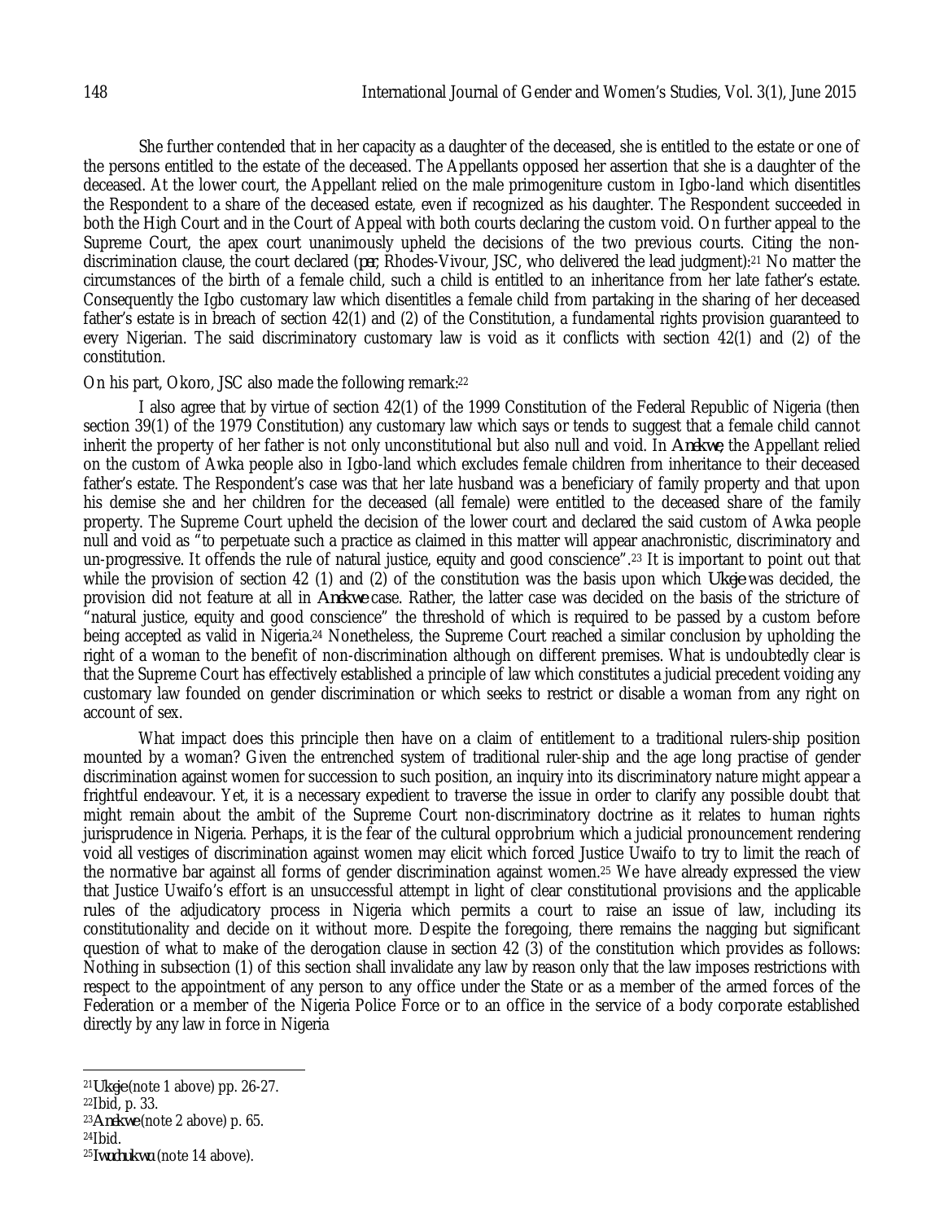She further contended that in her capacity as a daughter of the deceased, she is entitled to the estate or one of the persons entitled to the estate of the deceased. The Appellants opposed her assertion that she is a daughter of the deceased. At the lower court, the Appellant relied on the male primogeniture custom in Igbo-land which disentitles the Respondent to a share of the deceased estate, even if recognized as his daughter. The Respondent succeeded in both the High Court and in the Court of Appeal with both courts declaring the custom void. On further appeal to the Supreme Court, the apex court unanimously upheld the decisions of the two previous courts. Citing the non-discrimination clause, the court declared (*per*, Rhodes-Vivour, JSC, who delivered the lead judgment):[21] No matter the circumstances of the birth of a female child, such a child is entitled to an inheritance from her late father's estate. Consequently the Igbo customary law which disentitles a female child from partaking in the sharing of her deceased father's estate is in breach of section 42(1) and (2) of the Constitution, a fundamental rights provision guaranteed to every Nigerian. The said discriminatory customary law is void as it conflicts with section 42(1) and (2) of the constitution.

On his part, Okoro, JSC also made the following remark:[22]

I also agree that by virtue of section 42(1) of the 1999 Constitution of the Federal Republic of Nigeria (then section 39(1) of the 1979 Constitution) any customary law which says or tends to suggest that a female child cannot inherit the property of her father is not only unconstitutional but also null and void. In *Anekwe*, the Appellant relied on the custom of Awka people also in Igbo-land which excludes female children from inheritance to their deceased father's estate. The Respondent's case was that her late husband was a beneficiary of family property and that upon his demise she and her children for the deceased (all female) were entitled to the deceased share of the family property. The Supreme Court upheld the decision of the lower court and declared the said custom of Awka people null and void as "to perpetuate such a practice as claimed in this matter will appear anachronistic, discriminatory and un-progressive. It offends the rule of natural justice, equity and good conscience".[23] It is important to point out that while the provision of section 42 (1) and (2) of the constitution was the basis upon which *Ukeje* was decided, the provision did not feature at all in *Anekwe* case. Rather, the latter case was decided on the basis of the stricture of "natural justice, equity and good conscience" the threshold of which is required to be passed by a custom before being accepted as valid in Nigeria.[24] Nonetheless, the Supreme Court reached a similar conclusion by upholding the right of a woman to the benefit of non-discrimination although on different premises. What is undoubtedly clear is that the Supreme Court has effectively established a principle of law which constitutes a judicial precedent voiding any customary law founded on gender discrimination or which seeks to restrict or disable a woman from any right on account of sex.

What impact does this principle then have on a claim of entitlement to a traditional rulers-ship position mounted by a woman? Given the entrenched system of traditional ruler-ship and the age long practise of gender discrimination against women for succession to such position, an inquiry into its discriminatory nature might appear a frightful endeavour. Yet, it is a necessary expedient to traverse the issue in order to clarify any possible doubt that might remain about the ambit of the Supreme Court non-discriminatory doctrine as it relates to human rights jurisprudence in Nigeria. Perhaps, it is the fear of the cultural opprobrium which a judicial pronouncement rendering void all vestiges of discrimination against women may elicit which forced Justice Uwaifo to try to limit the reach of the normative bar against all forms of gender discrimination against women.[25] We have already expressed the view that Justice Uwaifo's effort is an unsuccessful attempt in light of clear constitutional provisions and the applicable rules of the adjudicatory process in Nigeria which permits a court to raise an issue of law, including its constitutionality and decide on it without more. Despite the foregoing, there remains the nagging but significant question of what to make of the derogation clause in section 42 (3) of the constitution which provides as follows: Nothing in subsection (1) of this section shall invalidate any law by reason only that the law imposes restrictions with respect to the appointment of any person to any office under the State or as a member of the armed forces of the Federation or a member of the Nigeria Police Force or to an office in the service of a body corporate established directly by any law in force in Nigeria

---

[21] *Ukeje* (note 1 above) pp. 26-27.

[22] Ibid, p. 33.

[23] *Anekwe* (note 2 above) p. 65.

[24] Ibid.

[25] *Iwuchukwu* (note 14 above).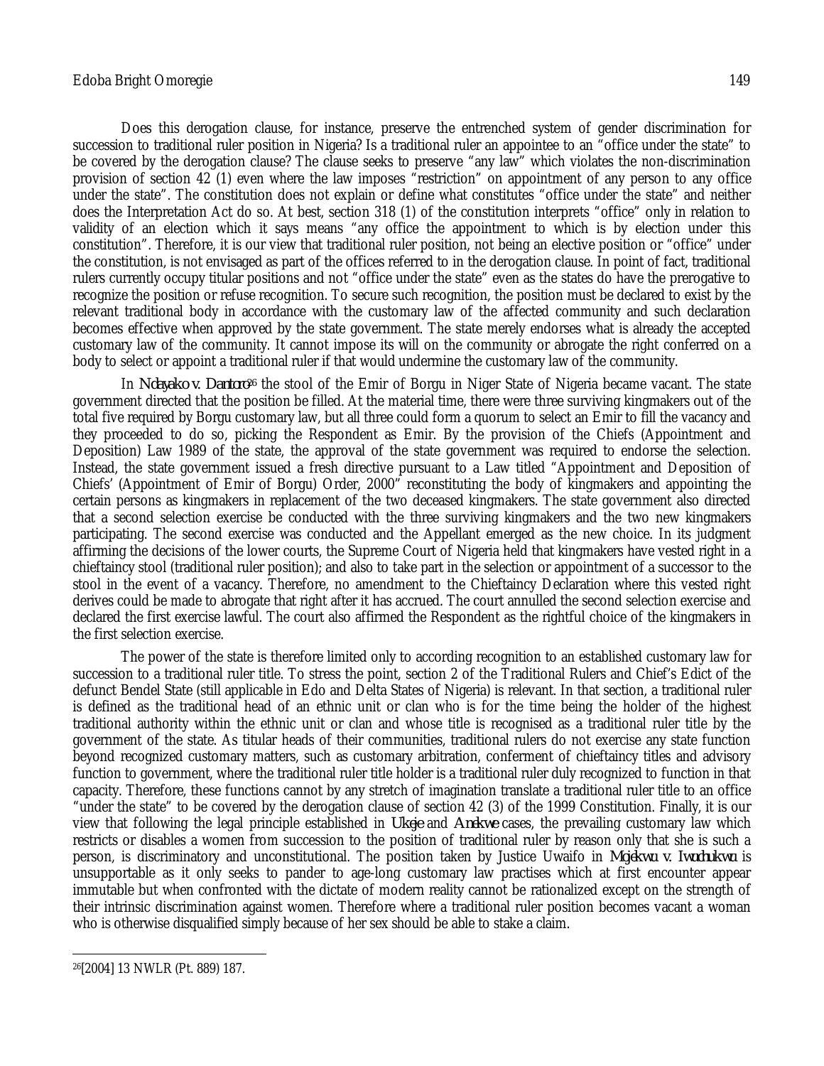Does this derogation clause, for instance, preserve the entrenched system of gender discrimination for succession to traditional ruler position in Nigeria? Is a traditional ruler an appointee to an "office under the state" to be covered by the derogation clause? The clause seeks to preserve "any law" which violates the non-discrimination provision of section 42 (1) even where the law imposes "restriction" on appointment of any person to any office under the state". The constitution does not explain or define what constitutes "office under the state" and neither does the Interpretation Act do so. At best, section 318 (1) of the constitution interprets "office" only in relation to validity of an election which it says means "any office the appointment to which is by election under this constitution". Therefore, it is our view that traditional ruler position, not being an elective position or "office" under the constitution, is not envisaged as part of the offices referred to in the derogation clause. In point of fact, traditional rulers currently occupy titular positions and not "office under the state" even as the states do have the prerogative to recognize the position or refuse recognition. To secure such recognition, the position must be declared to exist by the relevant traditional body in accordance with the customary law of the affected community and such declaration becomes effective when approved by the state government. The state merely endorses what is already the accepted customary law of the community. It cannot impose its will on the community or abrogate the right conferred on a body to select or appoint a traditional ruler if that would undermine the customary law of the community.

In *Ndayako v. Dantoro*[26] the stool of the Emir of Borgu in Niger State of Nigeria became vacant. The state government directed that the position be filled. At the material time, there were three surviving kingmakers out of the total five required by Borgu customary law, but all three could form a quorum to select an Emir to fill the vacancy and they proceeded to do so, picking the Respondent as Emir. By the provision of the Chiefs (Appointment and Deposition) Law 1989 of the state, the approval of the state government was required to endorse the selection. Instead, the state government issued a fresh directive pursuant to a Law titled "Appointment and Deposition of Chiefs' (Appointment of Emir of Borgu) Order, 2000" reconstituting the body of kingmakers and appointing the certain persons as kingmakers in replacement of the two deceased kingmakers. The state government also directed that a second selection exercise be conducted with the three surviving kingmakers and the two new kingmakers participating. The second exercise was conducted and the Appellant emerged as the new choice. In its judgment affirming the decisions of the lower courts, the Supreme Court of Nigeria held that kingmakers have vested right in a chieftaincy stool (traditional ruler position); and also to take part in the selection or appointment of a successor to the stool in the event of a vacancy. Therefore, no amendment to the Chieftaincy Declaration where this vested right derives could be made to abrogate that right after it has accrued. The court annulled the second selection exercise and declared the first exercise lawful. The court also affirmed the Respondent as the rightful choice of the kingmakers in the first selection exercise.

The power of the state is therefore limited only to according recognition to an established customary law for succession to a traditional ruler title. To stress the point, section 2 of the Traditional Rulers and Chief's Edict of the defunct Bendel State (still applicable in Edo and Delta States of Nigeria) is relevant. In that section, a traditional ruler is defined as the traditional head of an ethnic unit or clan who is for the time being the holder of the highest traditional authority within the ethnic unit or clan and whose title is recognised as a traditional ruler title by the government of the state. As titular heads of their communities, traditional rulers do not exercise any state function beyond recognized customary matters, such as customary arbitration, conferment of chieftaincy titles and advisory function to government, where the traditional ruler title holder is a traditional ruler duly recognized to function in that capacity. Therefore, these functions cannot by any stretch of imagination translate a traditional ruler title to an office "under the state" to be covered by the derogation clause of section 42 (3) of the 1999 Constitution. Finally, it is our view that following the legal principle established in *Ukeje* and *Anekwe* cases, the prevailing customary law which restricts or disables a women from succession to the position of traditional ruler by reason only that she is such a person, is discriminatory and unconstitutional. The position taken by Justice Uwaifo in *Mojekwu v. Iwuchukwu* is unsupportable as it only seeks to pander to age-long customary law practises which at first encounter appear immutable but when confronted with the dictate of modern reality cannot be rationalized except on the strength of their intrinsic discrimination against women. Therefore where a traditional ruler position becomes vacant a woman who is otherwise disqualified simply because of her sex should be able to stake a claim.

---

[26] [2004] 13 NWLR (Pt. 889) 187.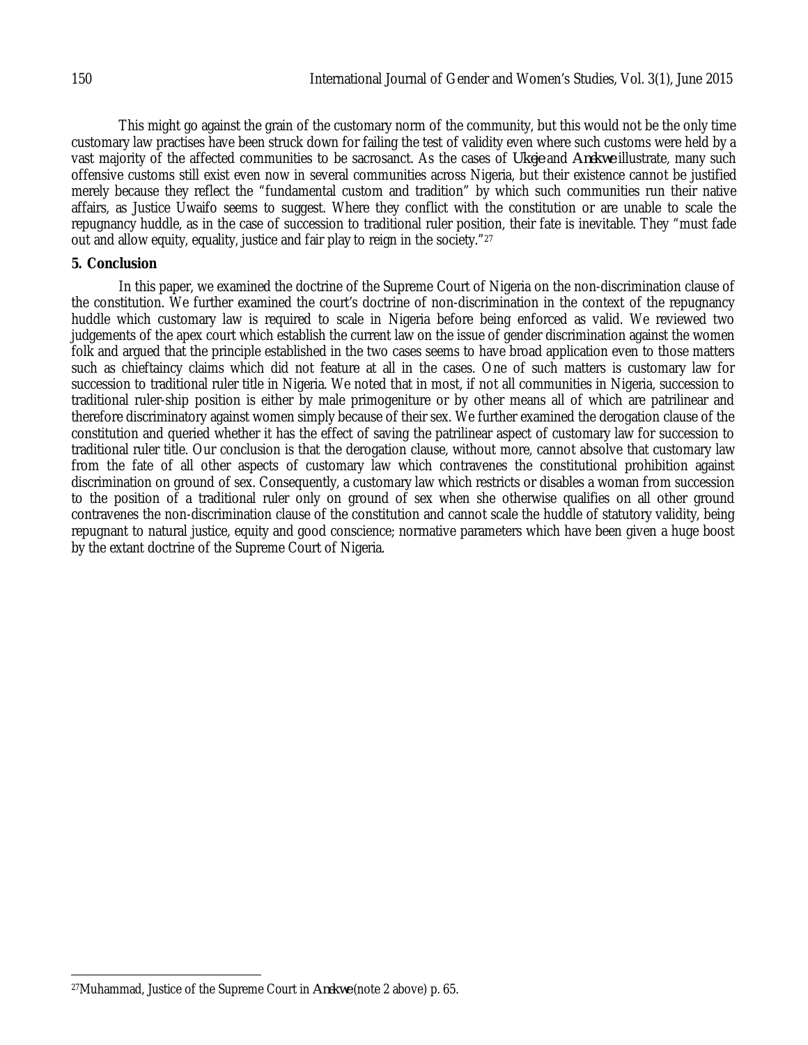This might go against the grain of the customary norm of the community, but this would not be the only time customary law practises have been struck down for failing the test of validity even where such customs were held by a vast majority of the affected communities to be sacrosanct. As the cases of *Ukeje* and *Anekwe* illustrate, many such offensive customs still exist even now in several communities across Nigeria, but their existence cannot be justified merely because they reflect the "fundamental custom and tradition" by which such communities run their native affairs, as Justice Uwaifo seems to suggest. Where they conflict with the constitution or are unable to scale the repugnancy huddle, as in the case of succession to traditional ruler position, their fate is inevitable. They "must fade out and allow equity, equality, justice and fair play to reign in the society."[27]

## 5. Conclusion

In this paper, we examined the doctrine of the Supreme Court of Nigeria on the non-discrimination clause of the constitution. We further examined the court's doctrine of non-discrimination in the context of the repugnancy huddle which customary law is required to scale in Nigeria before being enforced as valid. We reviewed two judgements of the apex court which establish the current law on the issue of gender discrimination against the women folk and argued that the principle established in the two cases seems to have broad application even to those matters such as chieftaincy claims which did not feature at all in the cases. One of such matters is customary law for succession to traditional ruler title in Nigeria. We noted that in most, if not all communities in Nigeria, succession to traditional ruler-ship position is either by male primogeniture or by other means all of which are patrilinear and therefore discriminatory against women simply because of their sex. We further examined the derogation clause of the constitution and queried whether it has the effect of saving the patrilinear aspect of customary law for succession to traditional ruler title. Our conclusion is that the derogation clause, without more, cannot absolve that customary law from the fate of all other aspects of customary law which contravenes the constitutional prohibition against discrimination on ground of sex. Consequently, a customary law which restricts or disables a woman from succession to the position of a traditional ruler only on ground of sex when she otherwise qualifies on all other ground contravenes the non-discrimination clause of the constitution and cannot scale the huddle of statutory validity, being repugnant to natural justice, equity and good conscience; normative parameters which have been given a huge boost by the extant doctrine of the Supreme Court of Nigeria.

---

[27] Muhammad, Justice of the Supreme Court in *Anekwe* (note 2 above) p. 65.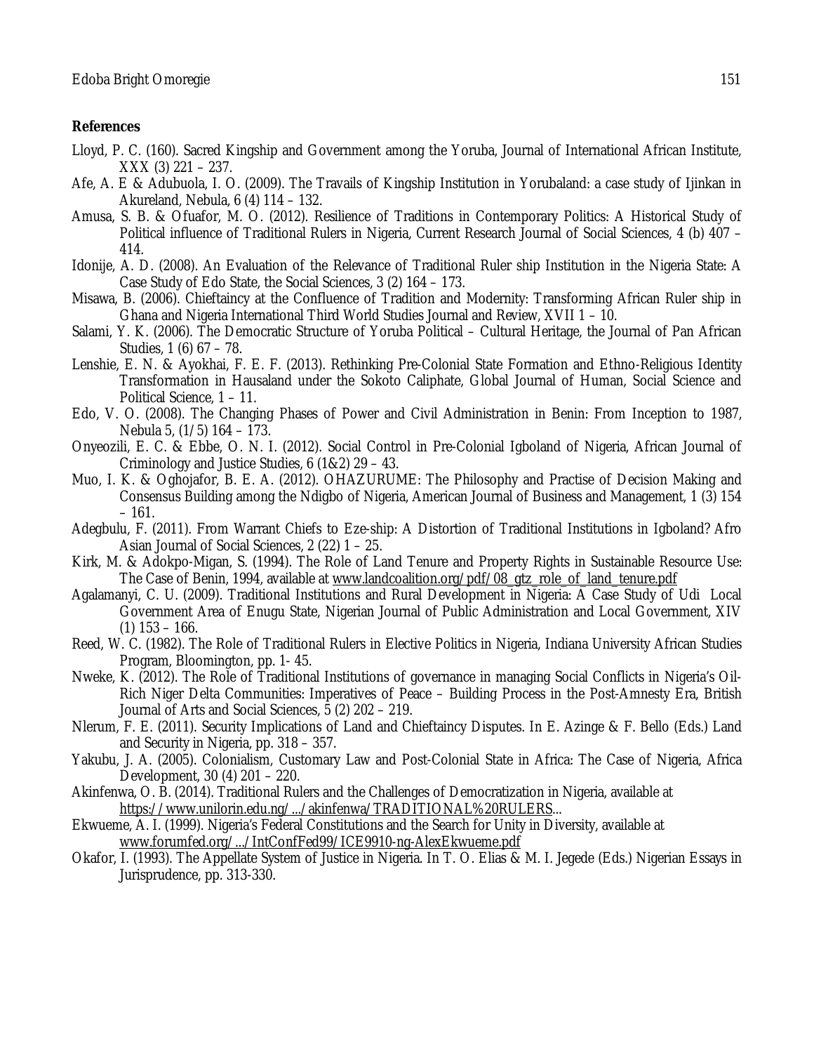**References**

Lloyd, P. C. (160). Sacred Kingship and Government among the Yoruba, Journal of International African Institute, XXX (3) 221 – 237.

Afe, A. E & Adubuola, I. O. (2009). The Travails of Kingship Institution in Yorubaland: a case study of Ijinkan in Akureland, Nebula, 6 (4) 114 – 132.

Amusa, S. B. & Ofuafor, M. O. (2012). Resilience of Traditions in Contemporary Politics: A Historical Study of Political influence of Traditional Rulers in Nigeria, Current Research Journal of Social Sciences, 4 (b) 407 – 414.

Idonije, A. D. (2008). An Evaluation of the Relevance of Traditional Ruler ship Institution in the Nigeria State: A Case Study of Edo State, the Social Sciences, 3 (2) 164 – 173.

Misawa, B. (2006). Chieftaincy at the Confluence of Tradition and Modernity: Transforming African Ruler ship in Ghana and Nigeria International Third World Studies Journal and Review, XVII 1 – 10.

Salami, Y. K. (2006). The Democratic Structure of Yoruba Political – Cultural Heritage, the Journal of Pan African Studies, 1 (6) 67 – 78.

Lenshie, E. N. & Ayokhai, F. E. F. (2013). Rethinking Pre-Colonial State Formation and Ethno-Religious Identity Transformation in Hausaland under the Sokoto Caliphate, Global Journal of Human, Social Science and Political Science, 1 – 11.

Edo, V. O. (2008). The Changing Phases of Power and Civil Administration in Benin: From Inception to 1987, Nebula 5, (1/5) 164 – 173.

Onyeozili, E. C. & Ebbe, O. N. I. (2012). Social Control in Pre-Colonial Igboland of Nigeria, African Journal of Criminology and Justice Studies, 6 (1&2) 29 – 43.

Muo, I. K. & Oghojafor, B. E. A. (2012). OHAZURUME: The Philosophy and Practise of Decision Making and Consensus Building among the Ndigbo of Nigeria, American Journal of Business and Management, 1 (3) 154 – 161.

Adegbulu, F. (2011). From Warrant Chiefs to Eze-ship: A Distortion of Traditional Institutions in Igboland? Afro Asian Journal of Social Sciences, 2 (22) 1 – 25.

Kirk, M. & Adokpo-Migan, S. (1994). The Role of Land Tenure and Property Rights in Sustainable Resource Use: The Case of Benin, 1994, available at www.landcoalition.org/pdf/08_gtz_role_of_land_tenure.pdf

Agalamanyi, C. U. (2009). Traditional Institutions and Rural Development in Nigeria: A Case Study of Udi Local Government Area of Enugu State, Nigerian Journal of Public Administration and Local Government, XIV (1) 153 – 166.

Reed, W. C. (1982). The Role of Traditional Rulers in Elective Politics in Nigeria, Indiana University African Studies Program, Bloomington, pp. 1- 45.

Nweke, K. (2012). The Role of Traditional Institutions of governance in managing Social Conflicts in Nigeria's Oil-Rich Niger Delta Communities: Imperatives of Peace – Building Process in the Post-Amnesty Era, British Journal of Arts and Social Sciences, 5 (2) 202 – 219.

Nlerum, F. E. (2011). Security Implications of Land and Chieftaincy Disputes. In E. Azinge & F. Bello (Eds.) Land and Security in Nigeria, pp. 318 – 357.

Yakubu, J. A. (2005). Colonialism, Customary Law and Post-Colonial State in Africa: The Case of Nigeria, Africa Development, 30 (4) 201 – 220.

Akinfenwa, O. B. (2014). Traditional Rulers and the Challenges of Democratization in Nigeria, available at https://www.unilorin.edu.ng/.../akinfenwa/TRADITIONAL%20RULERS...

Ekwueme, A. I. (1999). Nigeria's Federal Constitutions and the Search for Unity in Diversity, available at www.forumfed.org/.../IntConfFed99/ICE9910-ng-AlexEkwueme.pdf

Okafor, I. (1993). The Appellate System of Justice in Nigeria. In T. O. Elias & M. I. Jegede (Eds.) Nigerian Essays in Jurisprudence, pp. 313-330.